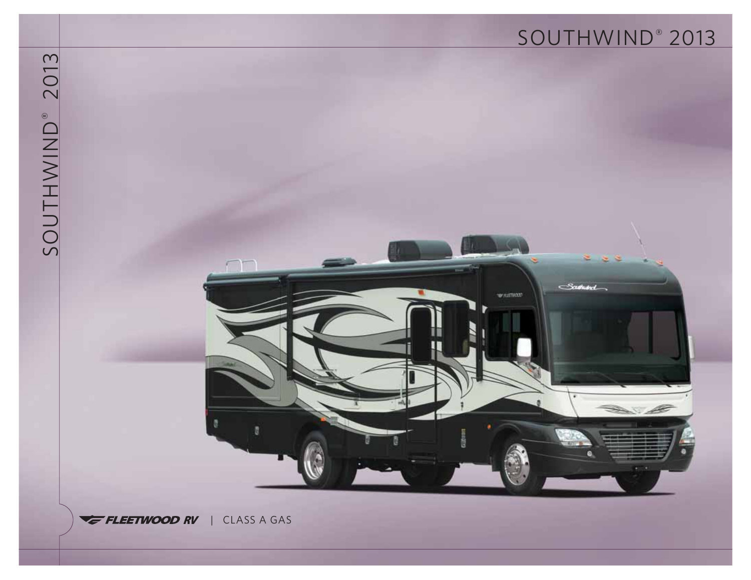# SOUTHWIND® 2013

SOUTHWIND® 2013

FLEETWOOD RV | CLASS A GAS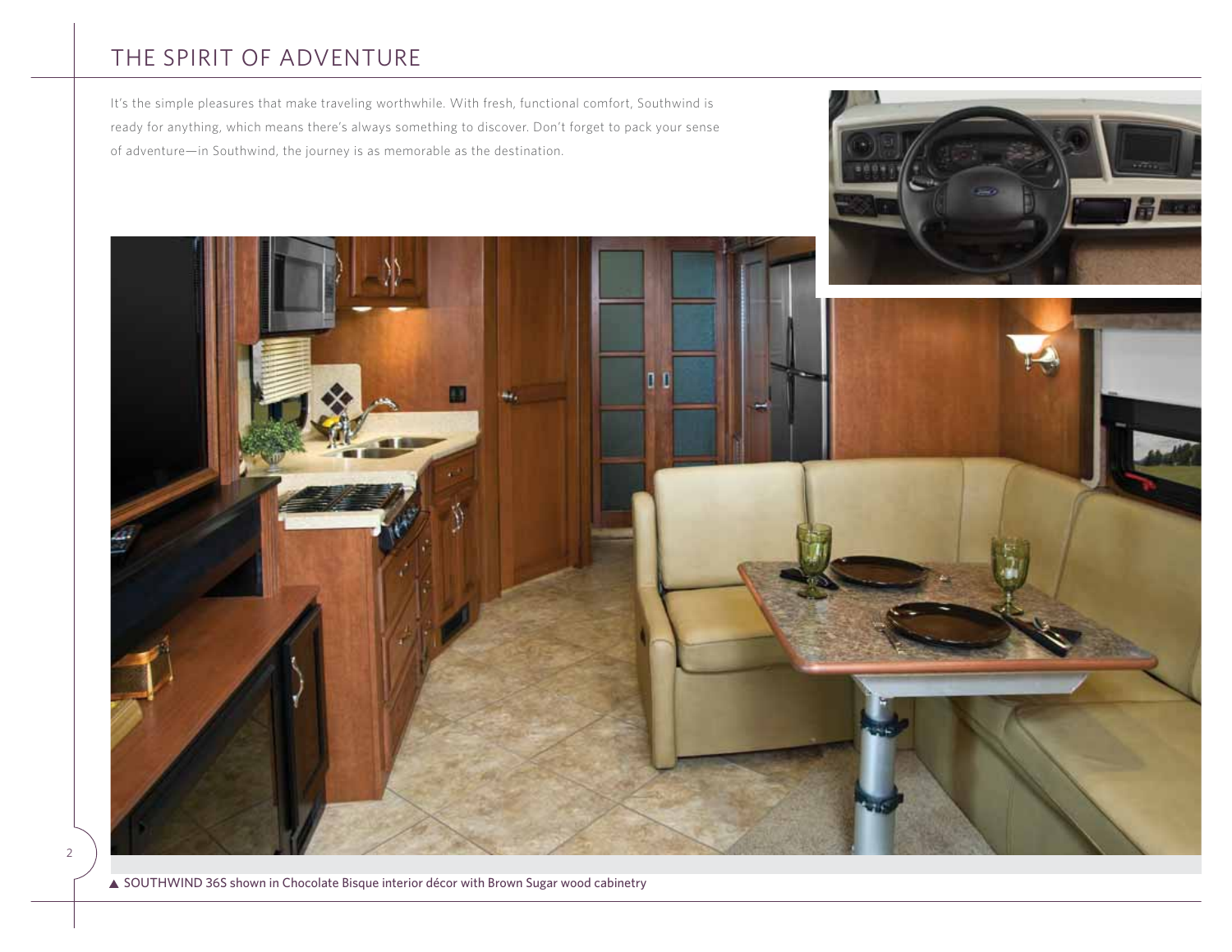# THE SPIRIT OF ADVENTURE

It's the simple pleasures that make traveling worthwhile. With fresh, functional comfort, Southwind is ready for anything, which means there's always something to discover. Don't forget to pack your sense of adventure—in Southwind, the journey is as memorable as the destination.

▲ SOUTHWIND 36S shown in Chocolate Bisque interior décor with Brown Sugar wood cabinetry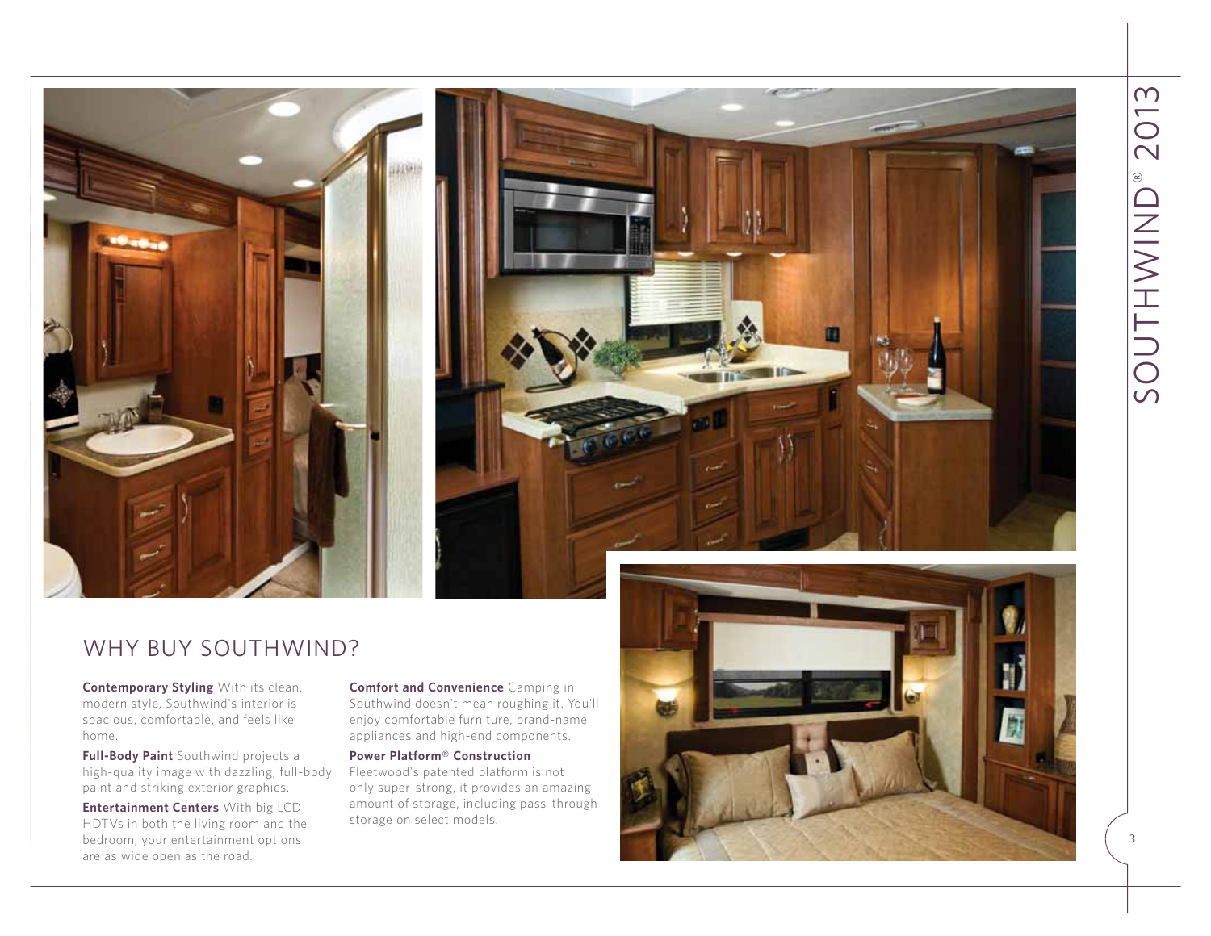## WHY BUY SOUTHWIND?

**Contemporary Styling** With its clean, modern style, Southwind's interior is spacious, comfortable, and feels like home.

**Full-Body Paint** Southwind projects a high-quality image with dazzling, full-body paint and striking exterior graphics.

**Entertainment Centers** With big LCD HDTVs in both the living room and the bedroom, your entertainment options are as wide open as the road.

**Comfort and Convenience** Camping in Southwind doesn't mean roughing it. You'll enjoy comfortable furniture, brand-name appliances and high-end components.

**Power Platform® Construction** Fleetwood's patented platform is not only super-strong, it provides an amazing amount of storage, including pass-through storage on select models.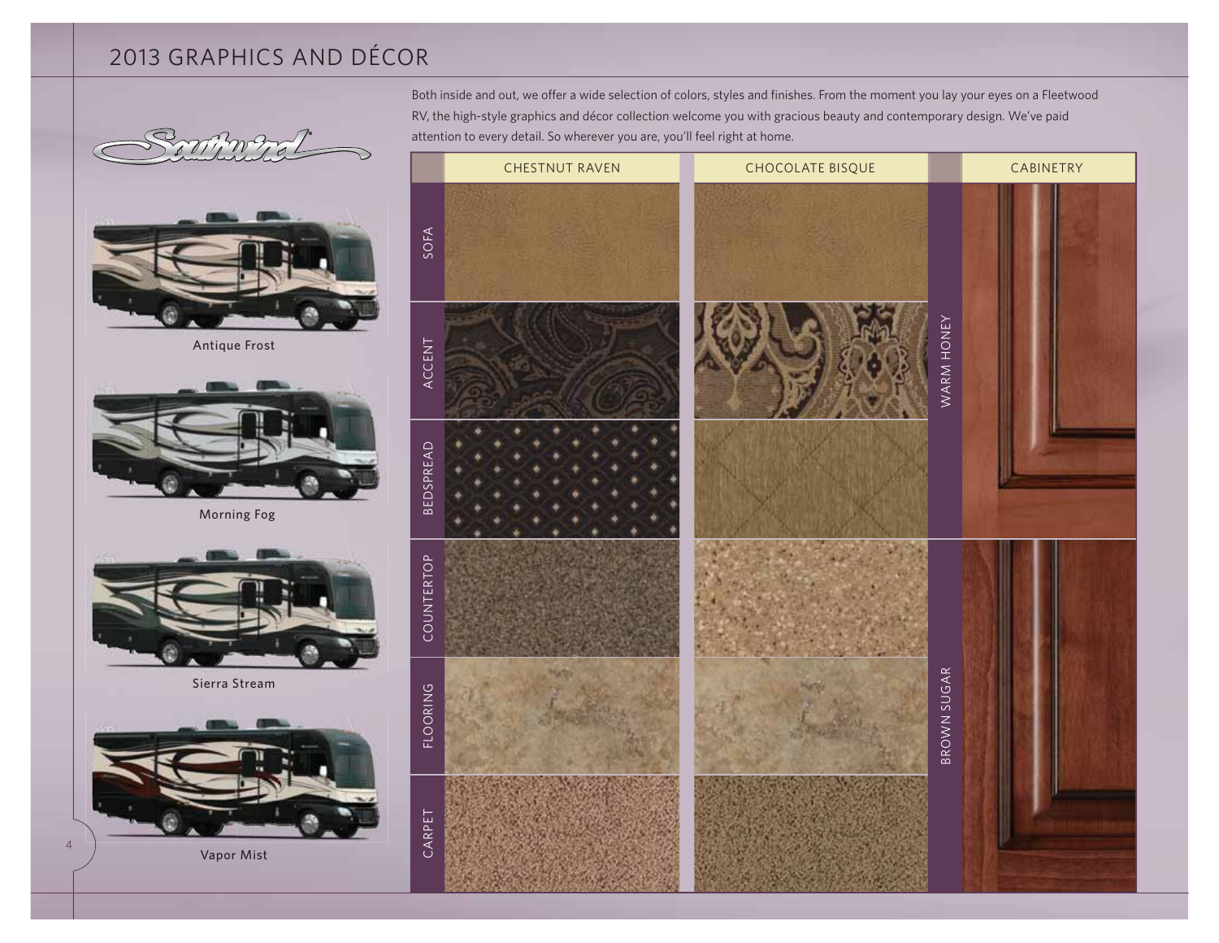# 2013 GRAPHICS AND DÉCOR

Southwind

Antique Frost

Morning Fog

Sierra Stream

Vapor Mist

Both inside and out, we offer a wide selection of colors, styles and finishes. From the moment you lay your eyes on a Fleetwood RV, the high-style graphics and décor collection welcome you with gracious beauty and contemporary design. We've paid attention to every detail. So wherever you are, you'll feel right at home.

| | CHESTNUT RAVEN | CHOCOLATE BISQUE | | CABINETRY |
|---|---|---|---|---|
| SOFA | | | WARM HONEY | |
| ACCENT | | | | |
| BEDSPREAD | | | | |
| COUNTERTOP | | | BROWN SUGAR | |
| FLOORING | | | | |
| CARPET | | | | |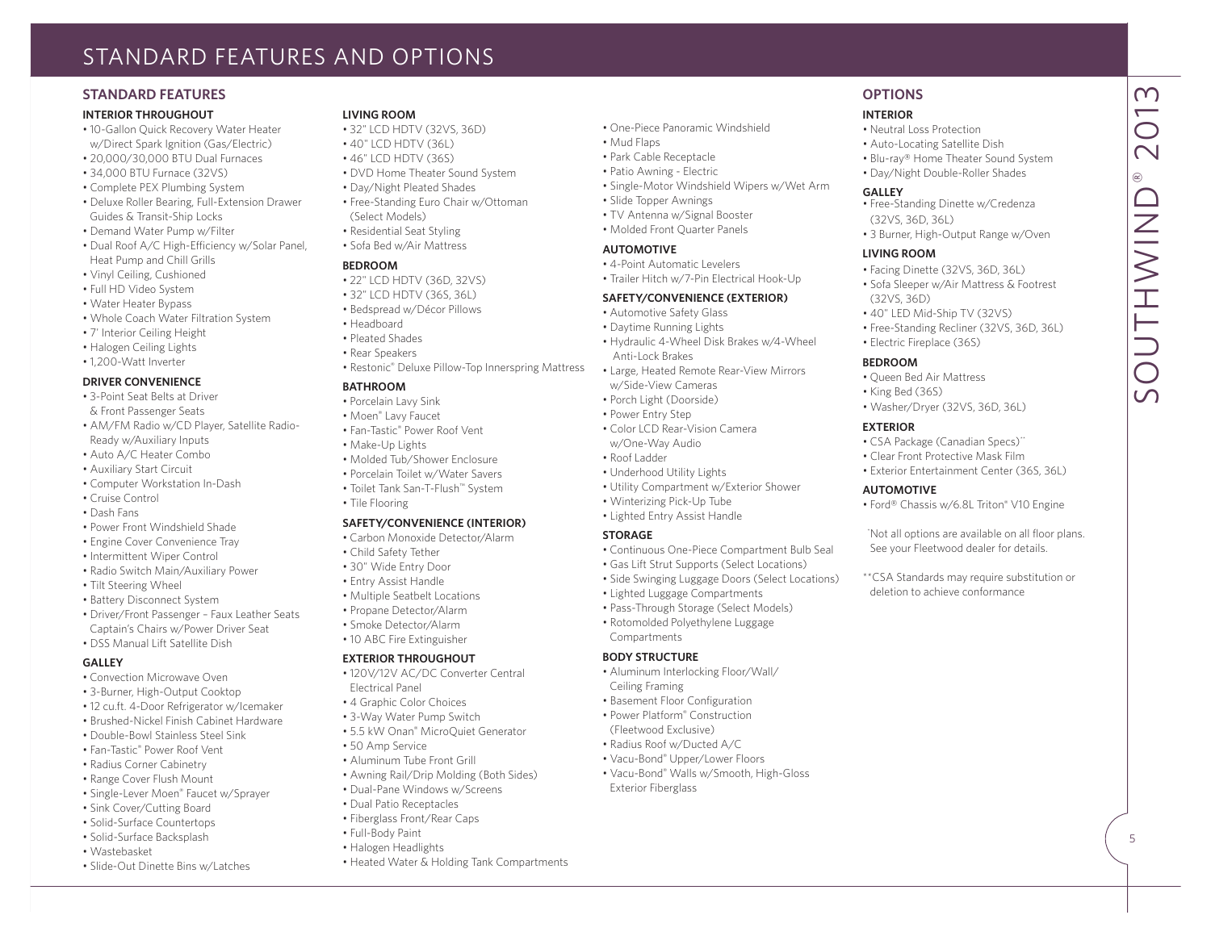# STANDARD FEATURES AND OPTIONS

## STANDARD FEATURES

### INTERIOR THROUGHOUT

- 10-Gallon Quick Recovery Water Heater w/Direct Spark Ignition (Gas/Electric)
- 20,000/30,000 BTU Dual Furnaces
- 34,000 BTU Furnace (32VS)
- Complete PEX Plumbing System
- Deluxe Roller Bearing, Full-Extension Drawer Guides & Transit-Ship Locks
- Demand Water Pump w/Filter
- Dual Roof A/C High-Efficiency w/Solar Panel, Heat Pump and Chill Grills
- Vinyl Ceiling, Cushioned
- Full HD Video System
- Water Heater Bypass
- Whole Coach Water Filtration System
- 7' Interior Ceiling Height
- Halogen Ceiling Lights
- 1,200-Watt Inverter

### DRIVER CONVENIENCE

- 3-Point Seat Belts at Driver & Front Passenger Seats
- AM/FM Radio w/CD Player, Satellite Radio-Ready w/Auxiliary Inputs
- Auto A/C Heater Combo
- Auxiliary Start Circuit
- Computer Workstation In-Dash
- Cruise Control
- Dash Fans
- Power Front Windshield Shade
- Engine Cover Convenience Tray
- Intermittent Wiper Control
- Radio Switch Main/Auxiliary Power
- Tilt Steering Wheel
- Battery Disconnect System
- Driver/Front Passenger – Faux Leather Seats Captain's Chairs w/Power Driver Seat
- DSS Manual Lift Satellite Dish

### GALLEY

- Convection Microwave Oven
- 3-Burner, High-Output Cooktop
- 12 cu.ft. 4-Door Refrigerator w/Icemaker
- Brushed-Nickel Finish Cabinet Hardware
- Double-Bowl Stainless Steel Sink
- Fan-Tastic® Power Roof Vent
- Radius Corner Cabinetry
- Range Cover Flush Mount
- Single-Lever Moen® Faucet w/Sprayer
- Sink Cover/Cutting Board
- Solid-Surface Countertops
- Solid-Surface Backsplash
- Wastebasket
- Slide-Out Dinette Bins w/Latches

### LIVING ROOM

- 32" LCD HDTV (32VS, 36D)
- 40" LCD HDTV (36L)
- 46" LCD HDTV (36S)
- DVD Home Theater Sound System
- Day/Night Pleated Shades
- Free-Standing Euro Chair w/Ottoman (Select Models)
- Residential Seat Styling
- Sofa Bed w/Air Mattress

### BEDROOM

- 22" LCD HDTV (36D, 32VS)
- 32" LCD HDTV (36S, 36L)
- Bedspread w/Décor Pillows
- Headboard
- Pleated Shades
- Rear Speakers
- Restonic® Deluxe Pillow-Top Innerspring Mattress

### BATHROOM

- Porcelain Lavy Sink
- Moen® Lavy Faucet
- Fan-Tastic® Power Roof Vent
- Make-Up Lights
- Molded Tub/Shower Enclosure
- Porcelain Toilet w/Water Savers
- Toilet Tank San-T-Flush™ System
- Tile Flooring

### SAFETY/CONVENIENCE (INTERIOR)

- Carbon Monoxide Detector/Alarm
- Child Safety Tether
- 30" Wide Entry Door
- Entry Assist Handle
- Multiple Seatbelt Locations
- Propane Detector/Alarm
- Smoke Detector/Alarm
- 10 ABC Fire Extinguisher

### EXTERIOR THROUGHOUT

- 120V/12V AC/DC Converter Central Electrical Panel
- 4 Graphic Color Choices
- 3-Way Water Pump Switch
- 5.5 kW Onan® MicroQuiet Generator
- 50 Amp Service
- Aluminum Tube Front Grill
- Awning Rail/Drip Molding (Both Sides)
- Dual-Pane Windows w/Screens
- Dual Patio Receptacles
- Fiberglass Front/Rear Caps
- Full-Body Paint
- Halogen Headlights
- Heated Water & Holding Tank Compartments
- One-Piece Panoramic Windshield
- Mud Flaps
- Park Cable Receptacle
- Patio Awning - Electric
- Single-Motor Windshield Wipers w/Wet Arm
- Slide Topper Awnings
- TV Antenna w/Signal Booster
- Molded Front Quarter Panels

### AUTOMOTIVE

- 4-Point Automatic Levelers
- Trailer Hitch w/7-Pin Electrical Hook-Up

### SAFETY/CONVENIENCE (EXTERIOR)

- Automotive Safety Glass
- Daytime Running Lights
- Hydraulic 4-Wheel Disk Brakes w/4-Wheel Anti-Lock Brakes
- Large, Heated Remote Rear-View Mirrors w/Side-View Cameras
- Porch Light (Doorside)
- Power Entry Step
- Color LCD Rear-Vision Camera w/One-Way Audio
- Roof Ladder
- Underhood Utility Lights
- Utility Compartment w/Exterior Shower
- Winterizing Pick-Up Tube
- Lighted Entry Assist Handle

### STORAGE

- Continuous One-Piece Compartment Bulb Seal
- Gas Lift Strut Supports (Select Locations)
- Side Swinging Luggage Doors (Select Locations)
- Lighted Luggage Compartments
- Pass-Through Storage (Select Models)
- Rotomolded Polyethylene Luggage Compartments

### BODY STRUCTURE

- Aluminum Interlocking Floor/Wall/ Ceiling Framing
- Basement Floor Configuration
- Power Platform® Construction (Fleetwood Exclusive)
- Radius Roof w/Ducted A/C
- Vacu-Bond® Upper/Lower Floors
- Vacu-Bond® Walls w/Smooth, High-Gloss Exterior Fiberglass

## OPTIONS

### INTERIOR

- Neutral Loss Protection
- Auto-Locating Satellite Dish
- Blu-ray® Home Theater Sound System
- Day/Night Double-Roller Shades

### GALLEY

- Free-Standing Dinette w/Credenza (32VS, 36D, 36L)
- 3 Burner, High-Output Range w/Oven

### LIVING ROOM

- Facing Dinette (32VS, 36D, 36L)
- Sofa Sleeper w/Air Mattress & Footrest (32VS, 36D)
- 40" LED Mid-Ship TV (32VS)
- Free-Standing Recliner (32VS, 36D, 36L)
- Electric Fireplace (36S)

### BEDROOM

- Queen Bed Air Mattress
- King Bed (36S)
- Washer/Dryer (32VS, 36D, 36L)

### EXTERIOR

- CSA Package (Canadian Specs)**
- Clear Front Protective Mask Film
- Exterior Entertainment Center (36S, 36L)

### AUTOMOTIVE

- Ford® Chassis w/6.8L Triton® V10 Engine

*Not all options are available on all floor plans. See your Fleetwood dealer for details.

**CSA Standards may require substitution or deletion to achieve conformance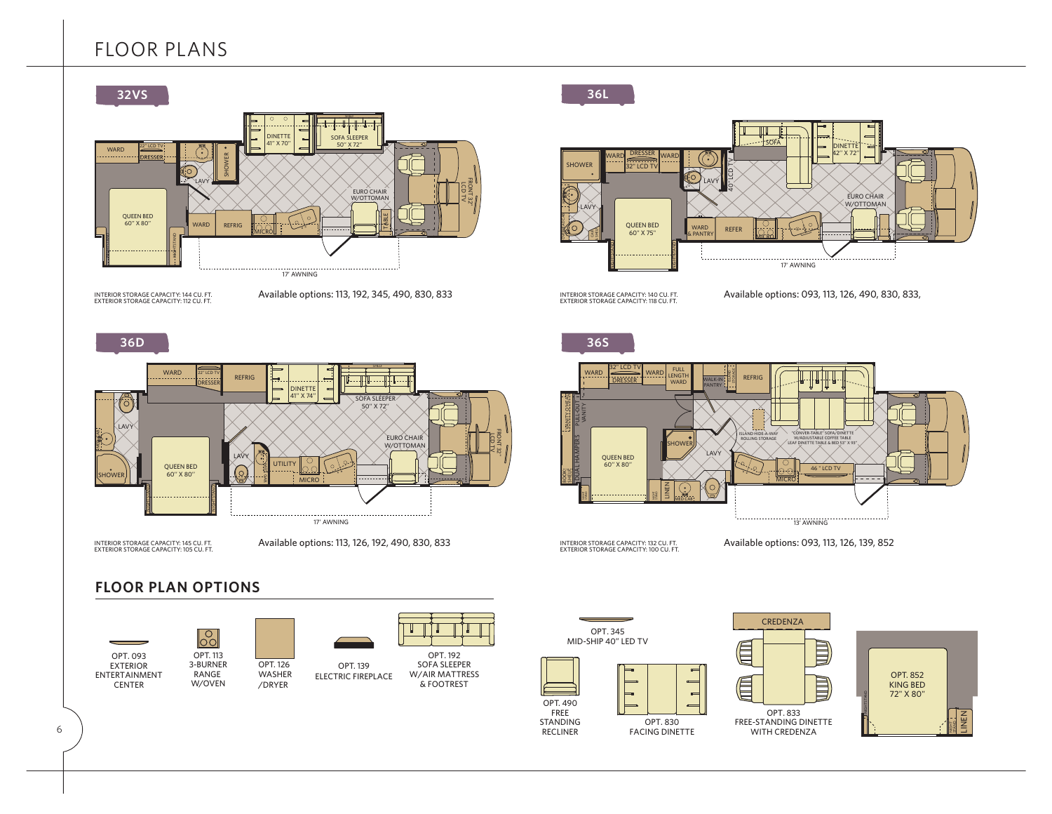# FLOOR PLANS

## 32VS

WARD
22" LCD TV
DRESSER
LAVY
SHOWER
DINETTE 41" X 70"
SOFA SLEEPER 50" X 72"
EURO CHAIR W/OTTOMAN
FRONT 32" LCD TV
TABLE
QUEEN BED 60" X 80"
WARD
REFRIG
MICRO
17' AWNING

INTERIOR STORAGE CAPACITY: 144 CU. FT.
EXTERIOR STORAGE CAPACITY: 112 CU. FT.

Available options: 113, 192, 345, 490, 830, 833

## 36L

SHOWER
WARD
DRESSER
WARD
32" LCD TV
LAVY
40" LCD TV
SOFA
DINETTE 42" X 72"
EURO CHAIR W/OTTOMAN
LAVY
QUEEN BED 60" X 75"
WARD & PANTRY
REFER
MICRO
17' AWNING

INTERIOR STORAGE CAPACITY: 140 CU. FT.
EXTERIOR STORAGE CAPACITY: 118 CU. FT.

Available options: 093, 113, 126, 490, 830, 833,

## 36D

WARD
22" LCD TV
DRESSER
REFRIG
DINETTE 41" X 74"
SOFA SLEEPER 50" X 72"
EURO CHAIR W/OTTOMAN
FRONT 32" LCD TV
LAVY
SHOWER
QUEEN BED 60" X 80"
LAVY
UTILITY
MICRO
17' AWNING

INTERIOR STORAGE CAPACITY: 145 CU. FT.
EXTERIOR STORAGE CAPACITY: 105 CU. FT.

Available options: 113, 126, 192, 490, 830, 833

## 36S

WARD
32" LCD TV
DRESSER
WARD
FULL LENGTH WARD
WALK-IN PANTRY
REFRIG
VANITY
PULL OUT VANITY
DUAL HAMPERS
ISLAND HIDE-A-WAY ROLLING STORAGE
"CONVER-TABLE" SOFA/DINETTE W/ADJUSTABLE COFFEE TABLE LEAF DINETTE TABLE & BED 53" X 93"
SHOWER
LAVY
QUEEN BED 60" X 80"
LINEN
MED CAB
46" LCD TV
MICRO
13' AWNING

INTERIOR STORAGE CAPACITY: 132 CU. FT.
EXTERIOR STORAGE CAPACITY: 100 CU. FT.

Available options: 093, 113, 126, 139, 852

## FLOOR PLAN OPTIONS

OPT. 093 EXTERIOR ENTERTAINMENT CENTER

OPT. 113 3-BURNER RANGE W/OVEN

OPT. 126 WASHER /DRYER

OPT. 139 ELECTRIC FIREPLACE

OPT. 192 SOFA SLEEPER W/AIR MATTRESS & FOOTREST

OPT. 345 MID-SHIP 40" LED TV

OPT. 490 FREE STANDING RECLINER

OPT. 830 FACING DINETTE

CREDENZA
OPT. 833 FREE-STANDING DINETTE WITH CREDENZA

OPT. 852 KING BED 72" X 80"
LINEN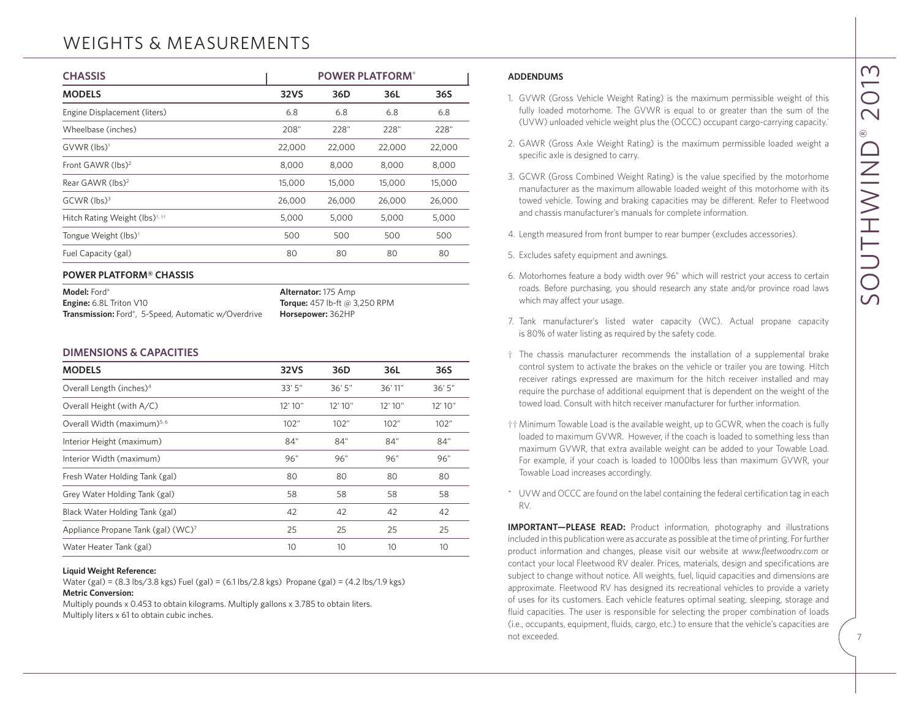# WEIGHTS & MEASUREMENTS

| CHASSIS | POWER PLATFORM® | | | |
|---|---|---|---|---|
| **MODELS** | **32VS** | **36D** | **36L** | **36S** |
| Engine Displacement (liters) | 6.8 | 6.8 | 6.8 | 6.8 |
| Wheelbase (inches) | 208" | 228" | 228" | 228" |
| GVWR (lbs)[1] | 22,000 | 22,000 | 22,000 | 22,000 |
| Front GAWR (lbs)[2] | 8,000 | 8,000 | 8,000 | 8,000 |
| Rear GAWR (lbs)[2] | 15,000 | 15,000 | 15,000 | 15,000 |
| GCWR (lbs)[3] | 26,000 | 26,000 | 26,000 | 26,000 |
| Hitch Rating Weight (lbs)[†, ††] | 5,000 | 5,000 | 5,000 | 5,000 |
| Tongue Weight (lbs)[†] | 500 | 500 | 500 | 500 |
| Fuel Capacity (gal) | 80 | 80 | 80 | 80 |

### POWER PLATFORM® CHASSIS

**Model:** Ford®
**Engine:** 6.8L Triton V10
**Transmission:** Ford®, 5-Speed, Automatic w/Overdrive
**Alternator:** 175 Amp
**Torque:** 457 lb-ft @ 3,250 RPM
**Horsepower:** 362HP

### DIMENSIONS & CAPACITIES

| MODELS | 32VS | 36D | 36L | 36S |
|---|---|---|---|---|
| Overall Length (inches)[4] | 33' 5" | 36' 5" | 36' 11" | 36' 5" |
| Overall Height (with A/C) | 12' 10" | 12' 10" | 12' 10" | 12' 10" |
| Overall Width (maximum)[5, 6] | 102" | 102" | 102" | 102" |
| Interior Height (maximum) | 84" | 84" | 84" | 84" |
| Interior Width (maximum) | 96" | 96" | 96" | 96" |
| Fresh Water Holding Tank (gal) | 80 | 80 | 80 | 80 |
| Grey Water Holding Tank (gal) | 58 | 58 | 58 | 58 |
| Black Water Holding Tank (gal) | 42 | 42 | 42 | 42 |
| Appliance Propane Tank (gal) (WC)[7] | 25 | 25 | 25 | 25 |
| Water Heater Tank (gal) | 10 | 10 | 10 | 10 |

**Liquid Weight Reference:**
Water (gal) = (8.3 lbs/3.8 kgs) Fuel (gal) = (6.1 lbs/2.8 kgs) Propane (gal) = (4.2 lbs/1.9 kgs)
**Metric Conversion:**
Multiply pounds x 0.453 to obtain kilograms. Multiply gallons x 3.785 to obtain liters. Multiply liters x 61 to obtain cubic inches.

### ADDENDUMS

1. GVWR (Gross Vehicle Weight Rating) is the maximum permissible weight of this fully loaded motorhome. The GVWR is equal to or greater than the sum of the (UVW) unloaded vehicle weight plus the (OCCC) occupant cargo-carrying capacity.*
2. GAWR (Gross Axle Weight Rating) is the maximum permissible loaded weight a specific axle is designed to carry.
3. GCWR (Gross Combined Weight Rating) is the value specified by the motorhome manufacturer as the maximum allowable loaded weight of this motorhome with its towed vehicle. Towing and braking capacities may be different. Refer to Fleetwood and chassis manufacturer's manuals for complete information.
4. Length measured from front bumper to rear bumper (excludes accessories).
5. Excludes safety equipment and awnings.
6. Motorhomes feature a body width over 96" which will restrict your access to certain roads. Before purchasing, you should research any state and/or province road laws which may affect your usage.
7. Tank manufacturer's listed water capacity (WC). Actual propane capacity is 80% of water listing as required by the safety code.

† The chassis manufacturer recommends the installation of a supplemental brake control system to activate the brakes on the vehicle or trailer you are towing. Hitch receiver ratings expressed are maximum for the hitch receiver installed and may require the purchase of additional equipment that is dependent on the weight of the towed load. Consult with hitch receiver manufacturer for further information.

†† Minimum Towable Load is the available weight, up to GCWR, when the coach is fully loaded to maximum GVWR. However, if the coach is loaded to something less than maximum GVWR, that extra available weight can be added to your Towable Load. For example, if your coach is loaded to 1000lbs less than maximum GVWR, your Towable Load increases accordingly.

* UVW and OCCC are found on the label containing the federal certification tag in each RV.

**IMPORTANT—PLEASE READ:** Product information, photography and illustrations included in this publication were as accurate as possible at the time of printing. For further product information and changes, please visit our website at *www.fleetwoodrv.com* or contact your local Fleetwood RV dealer. Prices, materials, design and specifications are subject to change without notice. All weights, fuel, liquid capacities and dimensions are approximate. Fleetwood RV has designed its recreational vehicles to provide a variety of uses for its customers. Each vehicle features optimal seating, sleeping, storage and fluid capacities. The user is responsible for selecting the proper combination of loads (i.e., occupants, equipment, fluids, cargo, etc.) to ensure that the vehicle's capacities are not exceeded.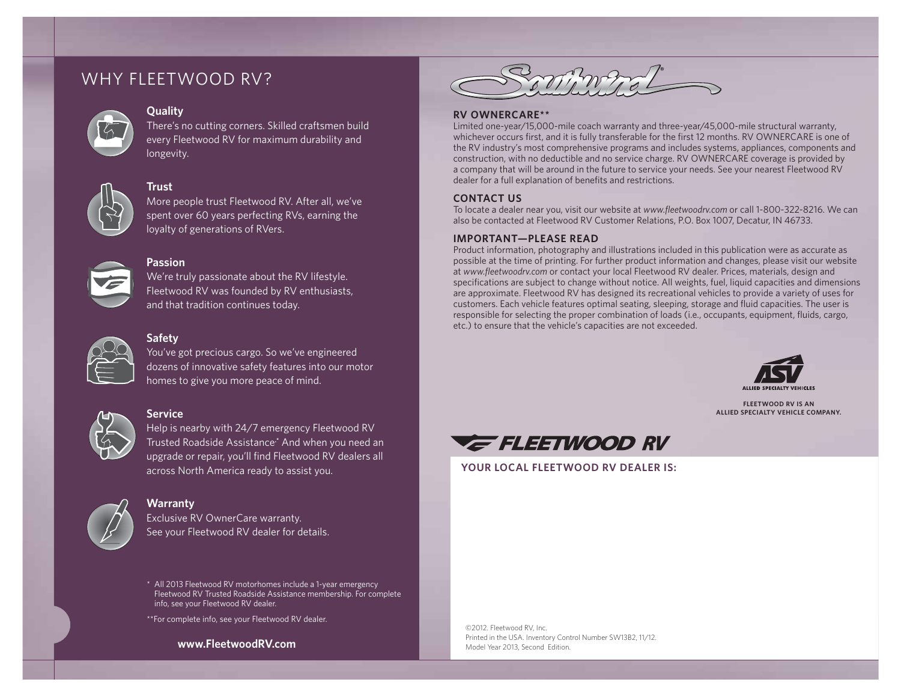## WHY FLEETWOOD RV?

**Quality**
There's no cutting corners. Skilled craftsmen build every Fleetwood RV for maximum durability and longevity.

**Trust**
More people trust Fleetwood RV. After all, we've spent over 60 years perfecting RVs, earning the loyalty of generations of RVers.

**Passion**
We're truly passionate about the RV lifestyle. Fleetwood RV was founded by RV enthusiasts, and that tradition continues today.

**Safety**
You've got precious cargo. So we've engineered dozens of innovative safety features into our motor homes to give you more peace of mind.

**Service**
Help is nearby with 24/7 emergency Fleetwood RV Trusted Roadside Assistance.* And when you need an upgrade or repair, you'll find Fleetwood RV dealers all across North America ready to assist you.

**Warranty**
Exclusive RV OwnerCare warranty. See your Fleetwood RV dealer for details.

\* All 2013 Fleetwood RV motorhomes include a 1-year emergency Fleetwood RV Trusted Roadside Assistance membership. For complete info, see your Fleetwood RV dealer.

\*\*For complete info, see your Fleetwood RV dealer.

**www.FleetwoodRV.com**

Southwind®

### RV OWNERCARE**

Limited one-year/15,000-mile coach warranty and three-year/45,000-mile structural warranty, whichever occurs first, and it is fully transferable for the first 12 months. RV OWNERCARE is one of the RV industry's most comprehensive programs and includes systems, appliances, components and construction, with no deductible and no service charge. RV OWNERCARE coverage is provided by a company that will be around in the future to service your needs. See your nearest Fleetwood RV dealer for a full explanation of benefits and restrictions.

### CONTACT US

To locate a dealer near you, visit our website at *www.fleetwoodrv.com* or call 1-800-322-8216. We can also be contacted at Fleetwood RV Customer Relations, P.O. Box 1007, Decatur, IN 46733.

### IMPORTANT—PLEASE READ

Product information, photography and illustrations included in this publication were as accurate as possible at the time of printing. For further product information and changes, please visit our website at *www.fleetwoodrv.com* or contact your local Fleetwood RV dealer. Prices, materials, design and specifications are subject to change without notice. All weights, fuel, liquid capacities and dimensions are approximate. Fleetwood RV has designed its recreational vehicles to provide a variety of uses for customers. Each vehicle features optimal seating, sleeping, storage and fluid capacities. The user is responsible for selecting the proper combination of loads (i.e., occupants, equipment, fluids, cargo, etc.) to ensure that the vehicle's capacities are not exceeded.

ASV ALLIED SPECIALTY VEHICLES

FLEETWOOD RV IS AN ALLIED SPECIALTY VEHICLE COMPANY.

FLEETWOOD RV

**YOUR LOCAL FLEETWOOD RV DEALER IS:**

©2012. Fleetwood RV, Inc.
Printed in the USA. Inventory Control Number SW13B2, 11/12.
Model Year 2013, Second Edition.